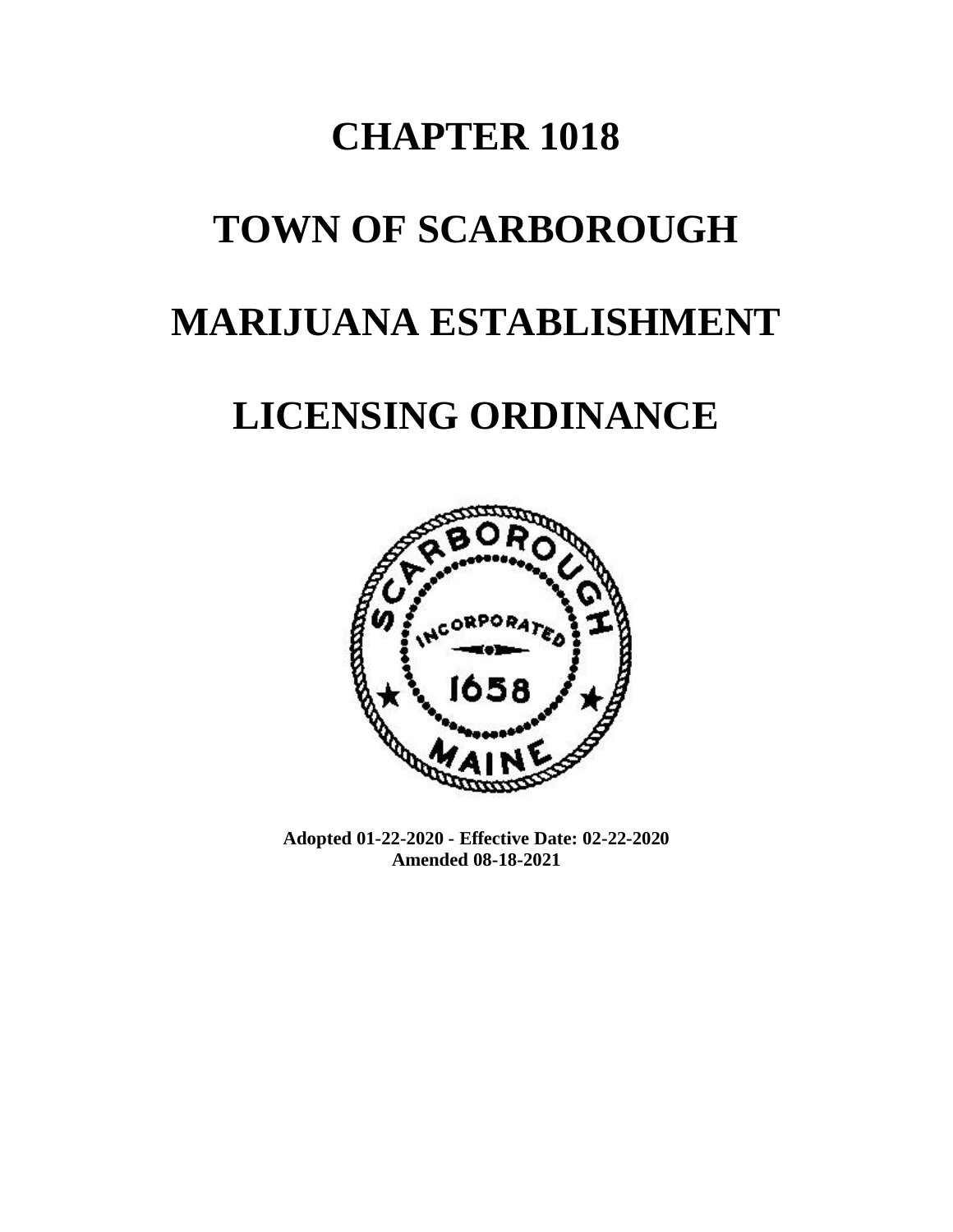# CHAPTER 1018

# TOWN OF SCARBOROUGH

# MARIJUANA ESTABLISHMENT

# LICENSING ORDINANCE

**Adopted 01-22-2020 - Effective Date: 02-22-2020**
**Amended 08-18-2021**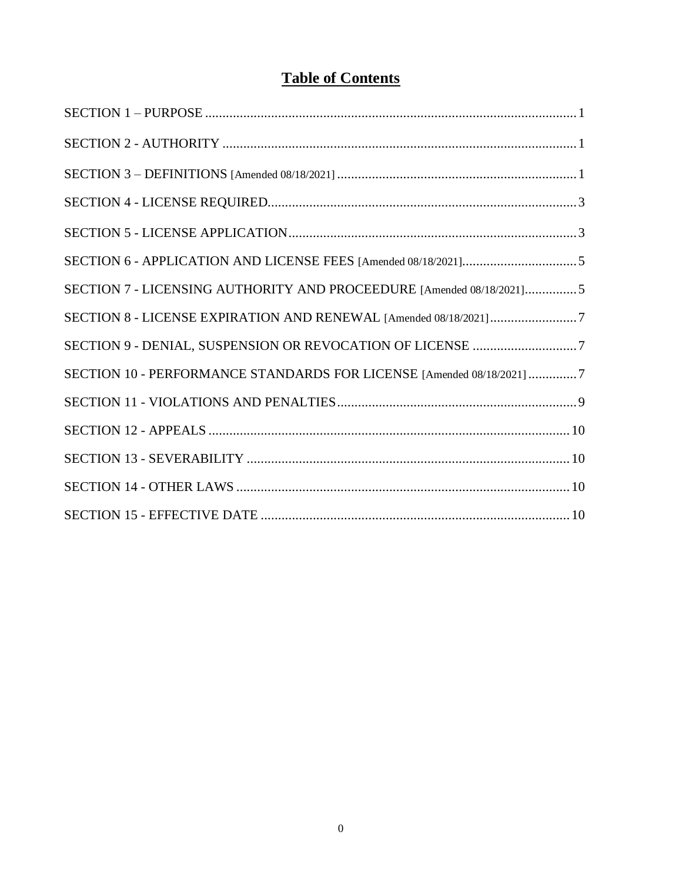# Table of Contents

SECTION 1 – PURPOSE ........................................................................................................ 1

SECTION 2 - AUTHORITY .................................................................................................. 1

SECTION 3 – DEFINITIONS [Amended 08/18/2021] ............................................................ 1

SECTION 4 - LICENSE REQUIRED...................................................................................... 3

SECTION 5 - LICENSE APPLICATION................................................................................ 3

SECTION 6 - APPLICATION AND LICENSE FEES [Amended 08/18/2021]........................... 5

SECTION 7 - LICENSING AUTHORITY AND PROCEEDURE [Amended 08/18/2021]............ 5

SECTION 8 - LICENSE EXPIRATION AND RENEWAL [Amended 08/18/2021]....................... 7

SECTION 9 - DENIAL, SUSPENSION OR REVOCATION OF LICENSE ................................ 7

SECTION 10 - PERFORMANCE STANDARDS FOR LICENSE [Amended 08/18/2021]............ 7

SECTION 11 - VIOLATIONS AND PENALTIES..................................................................... 9

SECTION 12 - APPEALS ..................................................................................................... 10

SECTION 13 - SEVERABILITY ........................................................................................... 10

SECTION 14 - OTHER LAWS .............................................................................................. 10

SECTION 15 - EFFECTIVE DATE ........................................................................................ 10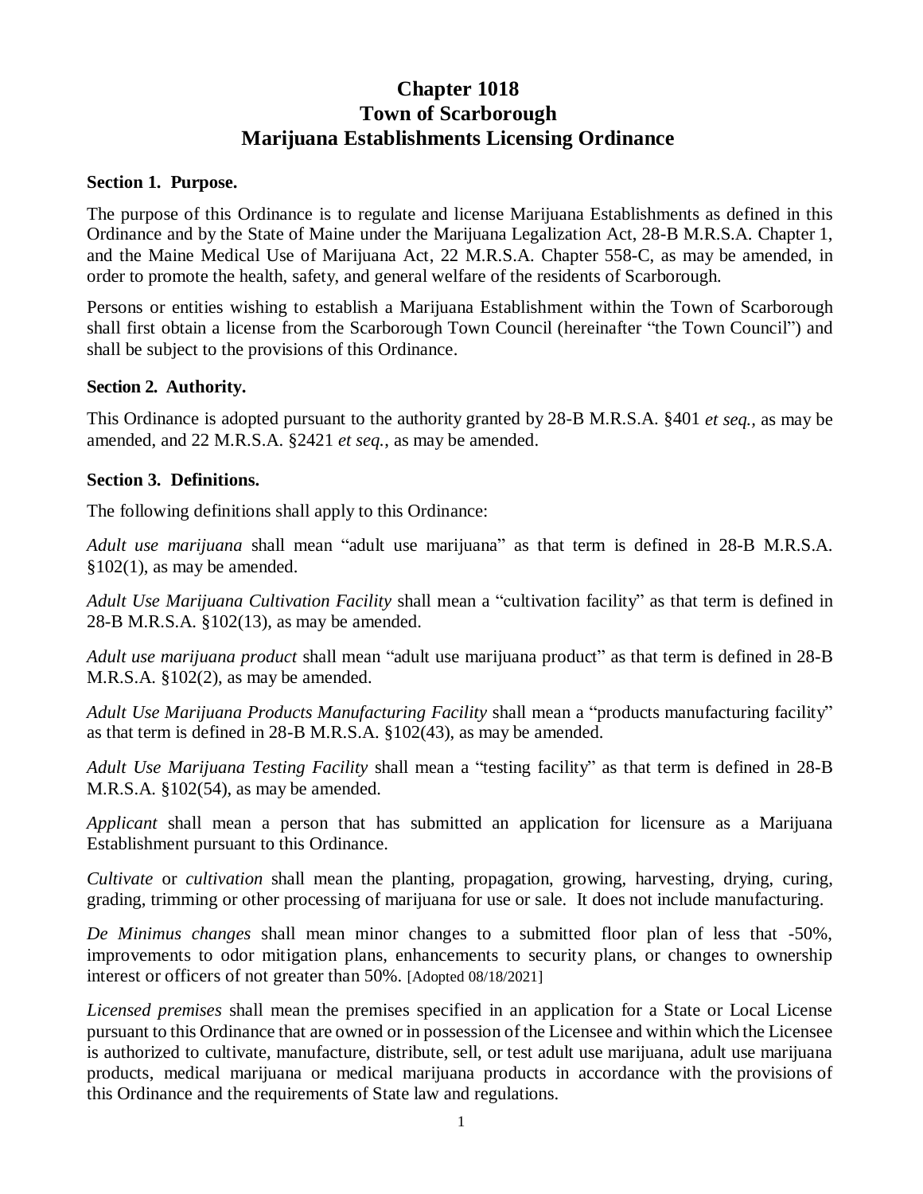# Chapter 1018
# Town of Scarborough
# Marijuana Establishments Licensing Ordinance

**Section 1. Purpose.**

The purpose of this Ordinance is to regulate and license Marijuana Establishments as defined in this Ordinance and by the State of Maine under the Marijuana Legalization Act, 28-B M.R.S.A. Chapter 1, and the Maine Medical Use of Marijuana Act, 22 M.R.S.A. Chapter 558-C, as may be amended, in order to promote the health, safety, and general welfare of the residents of Scarborough.

Persons or entities wishing to establish a Marijuana Establishment within the Town of Scarborough shall first obtain a license from the Scarborough Town Council (hereinafter "the Town Council") and shall be subject to the provisions of this Ordinance.

**Section 2. Authority.**

This Ordinance is adopted pursuant to the authority granted by 28-B M.R.S.A. §401 *et seq.*, as may be amended, and 22 M.R.S.A. §2421 *et seq.*, as may be amended.

**Section 3. Definitions.**

The following definitions shall apply to this Ordinance:

*Adult use marijuana* shall mean "adult use marijuana" as that term is defined in 28-B M.R.S.A. §102(1), as may be amended.

*Adult Use Marijuana Cultivation Facility* shall mean a "cultivation facility" as that term is defined in 28-B M.R.S.A. §102(13), as may be amended.

*Adult use marijuana product* shall mean "adult use marijuana product" as that term is defined in 28-B M.R.S.A. §102(2), as may be amended.

*Adult Use Marijuana Products Manufacturing Facility* shall mean a "products manufacturing facility" as that term is defined in 28-B M.R.S.A. §102(43), as may be amended.

*Adult Use Marijuana Testing Facility* shall mean a "testing facility" as that term is defined in 28-B M.R.S.A. §102(54), as may be amended.

*Applicant* shall mean a person that has submitted an application for licensure as a Marijuana Establishment pursuant to this Ordinance.

*Cultivate* or *cultivation* shall mean the planting, propagation, growing, harvesting, drying, curing, grading, trimming or other processing of marijuana for use or sale. It does not include manufacturing.

*De Minimus changes* shall mean minor changes to a submitted floor plan of less that -50%, improvements to odor mitigation plans, enhancements to security plans, or changes to ownership interest or officers of not greater than 50%. [Adopted 08/18/2021]

*Licensed premises* shall mean the premises specified in an application for a State or Local License pursuant to this Ordinance that are owned or in possession of the Licensee and within which the Licensee is authorized to cultivate, manufacture, distribute, sell, or test adult use marijuana, adult use marijuana products, medical marijuana or medical marijuana products in accordance with the provisions of this Ordinance and the requirements of State law and regulations.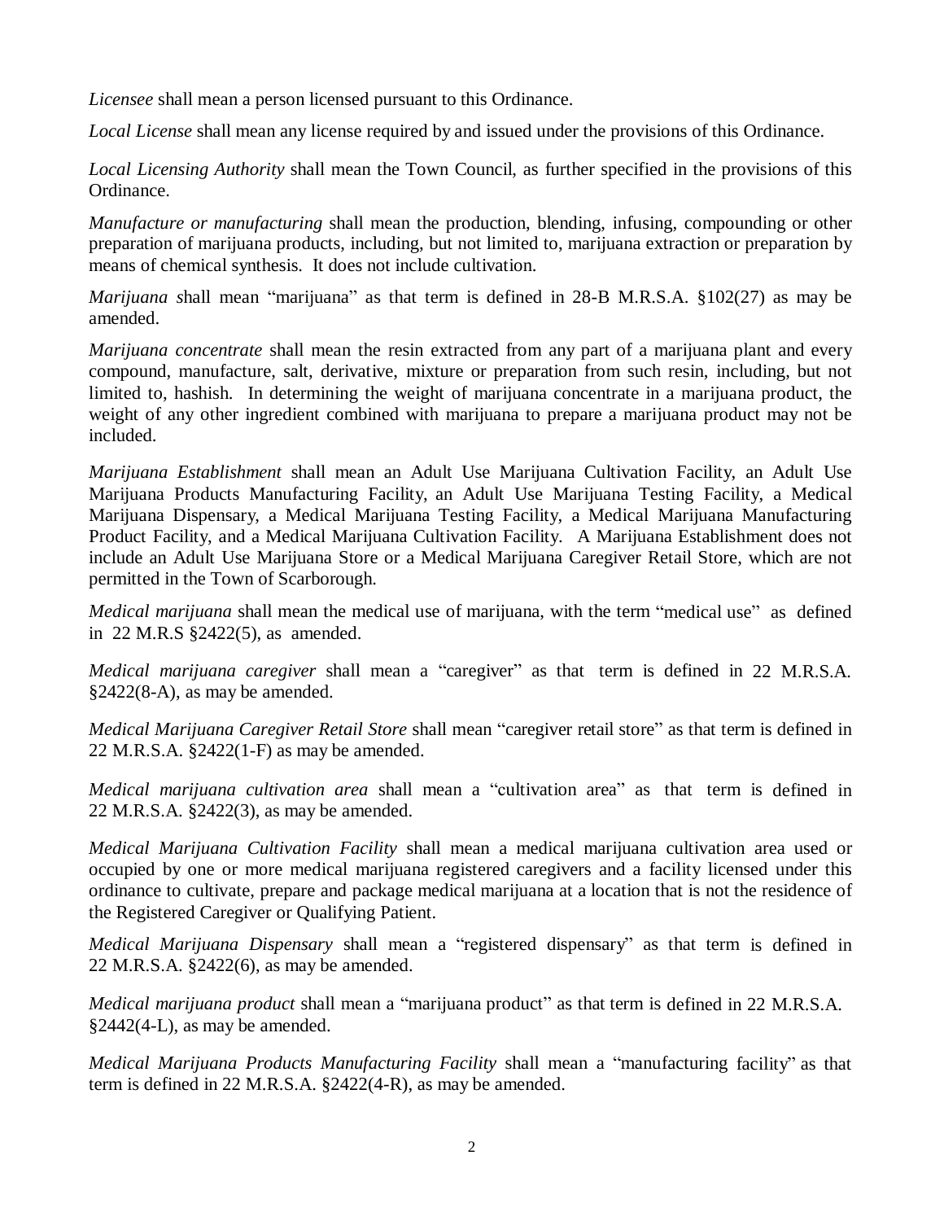*Licensee* shall mean a person licensed pursuant to this Ordinance.

*Local License* shall mean any license required by and issued under the provisions of this Ordinance.

*Local Licensing Authority* shall mean the Town Council, as further specified in the provisions of this Ordinance.

*Manufacture or manufacturing* shall mean the production, blending, infusing, compounding or other preparation of marijuana products, including, but not limited to, marijuana extraction or preparation by means of chemical synthesis. It does not include cultivation.

*Marijuana s*hall mean "marijuana" as that term is defined in 28-B M.R.S.A. §102(27) as may be amended.

*Marijuana concentrate* shall mean the resin extracted from any part of a marijuana plant and every compound, manufacture, salt, derivative, mixture or preparation from such resin, including, but not limited to, hashish. In determining the weight of marijuana concentrate in a marijuana product, the weight of any other ingredient combined with marijuana to prepare a marijuana product may not be included.

*Marijuana Establishment* shall mean an Adult Use Marijuana Cultivation Facility, an Adult Use Marijuana Products Manufacturing Facility, an Adult Use Marijuana Testing Facility, a Medical Marijuana Dispensary, a Medical Marijuana Testing Facility, a Medical Marijuana Manufacturing Product Facility, and a Medical Marijuana Cultivation Facility. A Marijuana Establishment does not include an Adult Use Marijuana Store or a Medical Marijuana Caregiver Retail Store, which are not permitted in the Town of Scarborough.

*Medical marijuana* shall mean the medical use of marijuana, with the term "medical use" as defined in 22 M.R.S §2422(5), as amended.

*Medical marijuana caregiver* shall mean a "caregiver" as that term is defined in 22 M.R.S.A. §2422(8-A), as may be amended.

*Medical Marijuana Caregiver Retail Store* shall mean "caregiver retail store" as that term is defined in 22 M.R.S.A. §2422(1-F) as may be amended.

*Medical marijuana cultivation area* shall mean a "cultivation area" as that term is defined in 22 M.R.S.A. §2422(3), as may be amended.

*Medical Marijuana Cultivation Facility* shall mean a medical marijuana cultivation area used or occupied by one or more medical marijuana registered caregivers and a facility licensed under this ordinance to cultivate, prepare and package medical marijuana at a location that is not the residence of the Registered Caregiver or Qualifying Patient.

*Medical Marijuana Dispensary* shall mean a "registered dispensary" as that term is defined in 22 M.R.S.A. §2422(6), as may be amended.

*Medical marijuana product* shall mean a "marijuana product" as that term is defined in 22 M.R.S.A. §2442(4-L), as may be amended.

*Medical Marijuana Products Manufacturing Facility* shall mean a "manufacturing facility" as that term is defined in 22 M.R.S.A. §2422(4-R), as may be amended.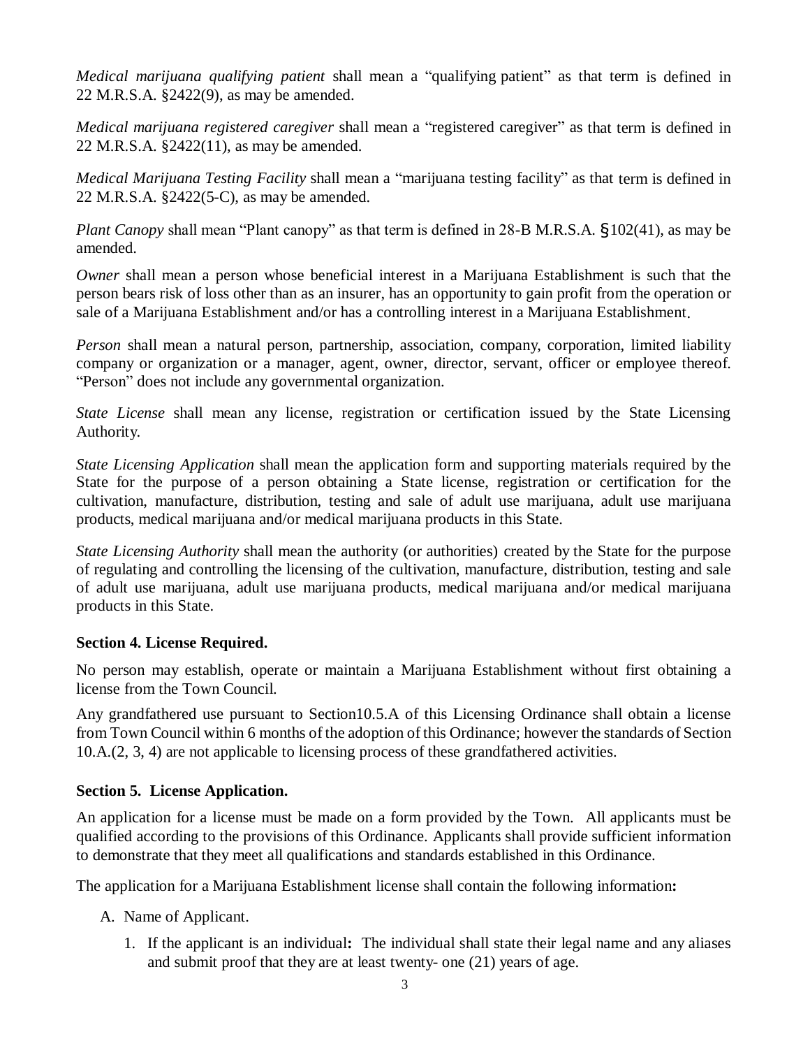*Medical marijuana qualifying patient* shall mean a "qualifying patient" as that term is defined in 22 M.R.S.A. §2422(9), as may be amended.

*Medical marijuana registered caregiver* shall mean a "registered caregiver" as that term is defined in 22 M.R.S.A. §2422(11), as may be amended.

*Medical Marijuana Testing Facility* shall mean a "marijuana testing facility" as that term is defined in 22 M.R.S.A. §2422(5-C), as may be amended.

*Plant Canopy* shall mean "Plant canopy" as that term is defined in 28-B M.R.S.A. §102(41), as may be amended.

*Owner* shall mean a person whose beneficial interest in a Marijuana Establishment is such that the person bears risk of loss other than as an insurer, has an opportunity to gain profit from the operation or sale of a Marijuana Establishment and/or has a controlling interest in a Marijuana Establishment.

*Person* shall mean a natural person, partnership, association, company, corporation, limited liability company or organization or a manager, agent, owner, director, servant, officer or employee thereof. "Person" does not include any governmental organization.

*State License* shall mean any license, registration or certification issued by the State Licensing Authority.

*State Licensing Application* shall mean the application form and supporting materials required by the State for the purpose of a person obtaining a State license, registration or certification for the cultivation, manufacture, distribution, testing and sale of adult use marijuana, adult use marijuana products, medical marijuana and/or medical marijuana products in this State.

*State Licensing Authority* shall mean the authority (or authorities) created by the State for the purpose of regulating and controlling the licensing of the cultivation, manufacture, distribution, testing and sale of adult use marijuana, adult use marijuana products, medical marijuana and/or medical marijuana products in this State.

**Section 4. License Required.**

No person may establish, operate or maintain a Marijuana Establishment without first obtaining a license from the Town Council.

Any grandfathered use pursuant to Section10.5.A of this Licensing Ordinance shall obtain a license from Town Council within 6 months of the adoption of this Ordinance; however the standards of Section 10.A.(2, 3, 4) are not applicable to licensing process of these grandfathered activities.

**Section 5. License Application.**

An application for a license must be made on a form provided by the Town. All applicants must be qualified according to the provisions of this Ordinance. Applicants shall provide sufficient information to demonstrate that they meet all qualifications and standards established in this Ordinance.

The application for a Marijuana Establishment license shall contain the following information**:**

A. Name of Applicant.

   1. If the applicant is an individual**:** The individual shall state their legal name and any aliases and submit proof that they are at least twenty- one (21) years of age.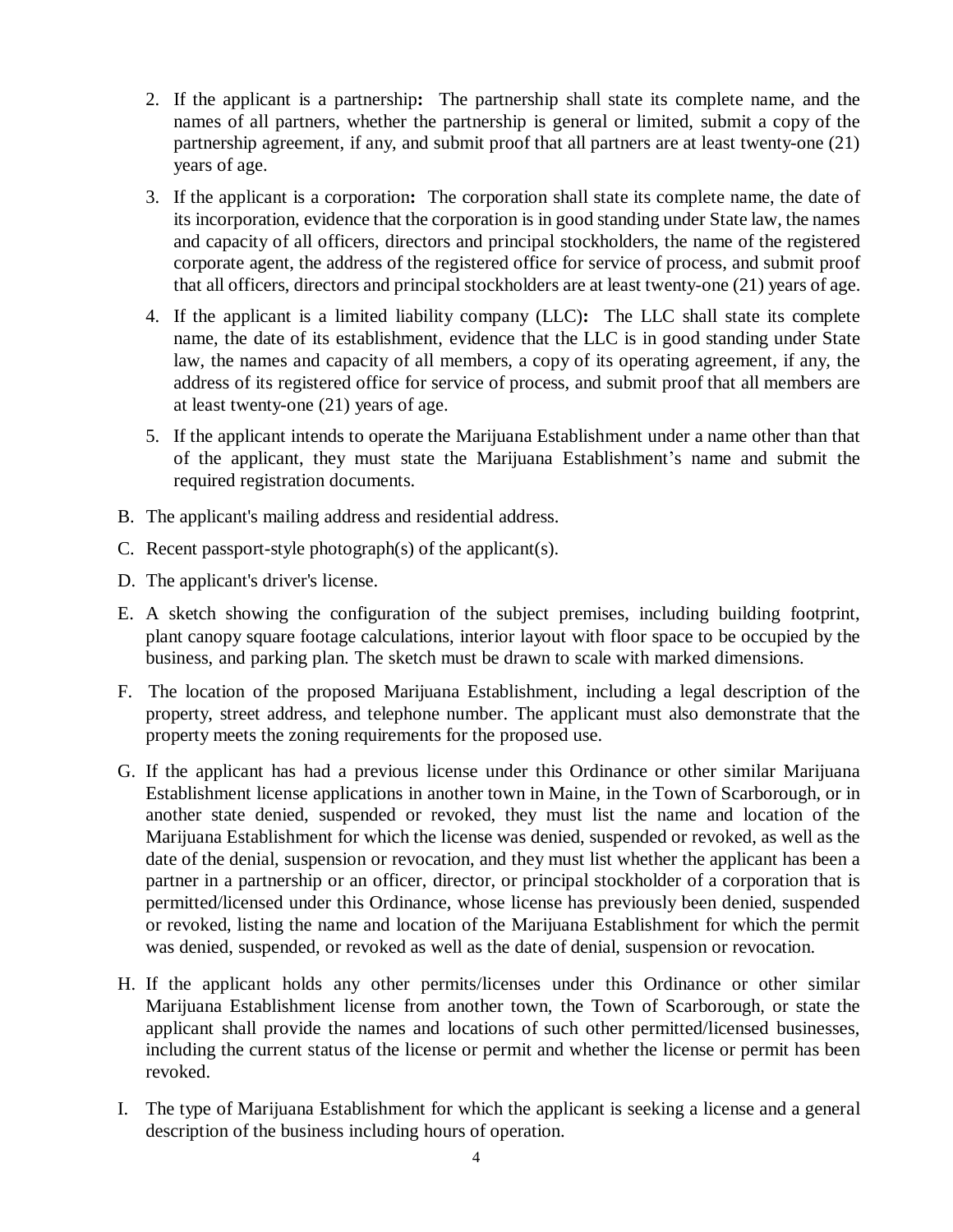2. If the applicant is a partnership**:** The partnership shall state its complete name, and the names of all partners, whether the partnership is general or limited, submit a copy of the partnership agreement, if any, and submit proof that all partners are at least twenty-one (21) years of age.

3. If the applicant is a corporation**:** The corporation shall state its complete name, the date of its incorporation, evidence that the corporation is in good standing under State law, the names and capacity of all officers, directors and principal stockholders, the name of the registered corporate agent, the address of the registered office for service of process, and submit proof that all officers, directors and principal stockholders are at least twenty-one (21) years of age.

4. If the applicant is a limited liability company (LLC)**:** The LLC shall state its complete name, the date of its establishment, evidence that the LLC is in good standing under State law, the names and capacity of all members, a copy of its operating agreement, if any, the address of its registered office for service of process, and submit proof that all members are at least twenty-one (21) years of age.

5. If the applicant intends to operate the Marijuana Establishment under a name other than that of the applicant, they must state the Marijuana Establishment's name and submit the required registration documents.

B. The applicant's mailing address and residential address.

C. Recent passport-style photograph(s) of the applicant(s).

D. The applicant's driver's license.

E. A sketch showing the configuration of the subject premises, including building footprint, plant canopy square footage calculations, interior layout with floor space to be occupied by the business, and parking plan. The sketch must be drawn to scale with marked dimensions.

F. The location of the proposed Marijuana Establishment, including a legal description of the property, street address, and telephone number. The applicant must also demonstrate that the property meets the zoning requirements for the proposed use.

G. If the applicant has had a previous license under this Ordinance or other similar Marijuana Establishment license applications in another town in Maine, in the Town of Scarborough, or in another state denied, suspended or revoked, they must list the name and location of the Marijuana Establishment for which the license was denied, suspended or revoked, as well as the date of the denial, suspension or revocation, and they must list whether the applicant has been a partner in a partnership or an officer, director, or principal stockholder of a corporation that is permitted/licensed under this Ordinance, whose license has previously been denied, suspended or revoked, listing the name and location of the Marijuana Establishment for which the permit was denied, suspended, or revoked as well as the date of denial, suspension or revocation.

H. If the applicant holds any other permits/licenses under this Ordinance or other similar Marijuana Establishment license from another town, the Town of Scarborough, or state the applicant shall provide the names and locations of such other permitted/licensed businesses, including the current status of the license or permit and whether the license or permit has been revoked.

I. The type of Marijuana Establishment for which the applicant is seeking a license and a general description of the business including hours of operation.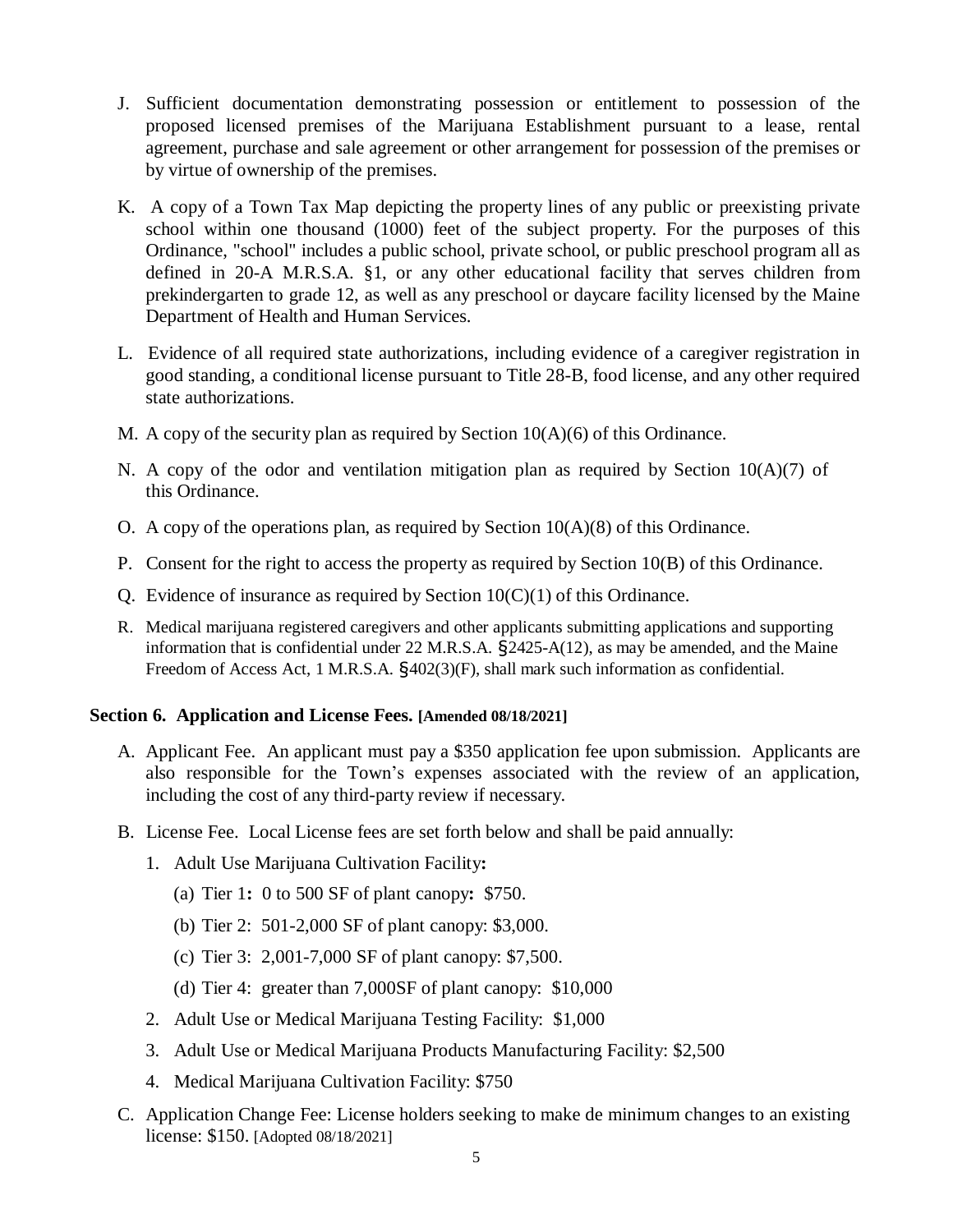J. Sufficient documentation demonstrating possession or entitlement to possession of the proposed licensed premises of the Marijuana Establishment pursuant to a lease, rental agreement, purchase and sale agreement or other arrangement for possession of the premises or by virtue of ownership of the premises.

K. A copy of a Town Tax Map depicting the property lines of any public or preexisting private school within one thousand (1000) feet of the subject property. For the purposes of this Ordinance, "school" includes a public school, private school, or public preschool program all as defined in 20-A M.R.S.A. §1, or any other educational facility that serves children from prekindergarten to grade 12, as well as any preschool or daycare facility licensed by the Maine Department of Health and Human Services.

L. Evidence of all required state authorizations, including evidence of a caregiver registration in good standing, a conditional license pursuant to Title 28-B, food license, and any other required state authorizations.

M. A copy of the security plan as required by Section 10(A)(6) of this Ordinance.

N. A copy of the odor and ventilation mitigation plan as required by Section 10(A)(7) of this Ordinance.

O. A copy of the operations plan, as required by Section 10(A)(8) of this Ordinance.

P. Consent for the right to access the property as required by Section 10(B) of this Ordinance.

Q. Evidence of insurance as required by Section 10(C)(1) of this Ordinance.

R. Medical marijuana registered caregivers and other applicants submitting applications and supporting information that is confidential under 22 M.R.S.A. §2425-A(12), as may be amended, and the Maine Freedom of Access Act, 1 M.R.S.A. §402(3)(F), shall mark such information as confidential.

### Section 6. Application and License Fees. [Amended 08/18/2021]

A. Applicant Fee. An applicant must pay a $350 application fee upon submission. Applicants are also responsible for the Town's expenses associated with the review of an application, including the cost of any third-party review if necessary.

B. License Fee. Local License fees are set forth below and shall be paid annually:

1. Adult Use Marijuana Cultivation Facility**:**
   - (a) Tier 1**:** 0 to 500 SF of plant canopy**:** $750.
   - (b) Tier 2: 501-2,000 SF of plant canopy: $3,000.
   - (c) Tier 3: 2,001-7,000 SF of plant canopy: $7,500.
   - (d) Tier 4: greater than 7,000SF of plant canopy: $10,000
2. Adult Use or Medical Marijuana Testing Facility: $1,000
3. Adult Use or Medical Marijuana Products Manufacturing Facility: $2,500
4. Medical Marijuana Cultivation Facility: $750

C. Application Change Fee: License holders seeking to make de minimum changes to an existing license: $150. [Adopted 08/18/2021]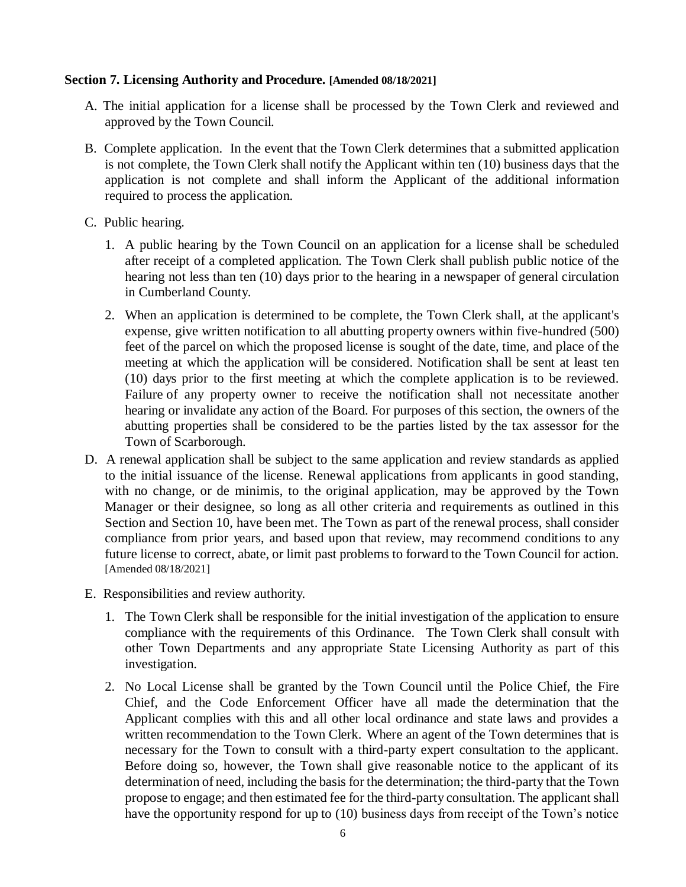**Section 7. Licensing Authority and Procedure. [Amended 08/18/2021]**

A. The initial application for a license shall be processed by the Town Clerk and reviewed and approved by the Town Council.

B. Complete application. In the event that the Town Clerk determines that a submitted application is not complete, the Town Clerk shall notify the Applicant within ten (10) business days that the application is not complete and shall inform the Applicant of the additional information required to process the application.

C. Public hearing.

   1. A public hearing by the Town Council on an application for a license shall be scheduled after receipt of a completed application. The Town Clerk shall publish public notice of the hearing not less than ten (10) days prior to the hearing in a newspaper of general circulation in Cumberland County.

   2. When an application is determined to be complete, the Town Clerk shall, at the applicant's expense, give written notification to all abutting property owners within five-hundred (500) feet of the parcel on which the proposed license is sought of the date, time, and place of the meeting at which the application will be considered. Notification shall be sent at least ten (10) days prior to the first meeting at which the complete application is to be reviewed. Failure of any property owner to receive the notification shall not necessitate another hearing or invalidate any action of the Board. For purposes of this section, the owners of the abutting properties shall be considered to be the parties listed by the tax assessor for the Town of Scarborough.

D. A renewal application shall be subject to the same application and review standards as applied to the initial issuance of the license. Renewal applications from applicants in good standing, with no change, or de minimis, to the original application, may be approved by the Town Manager or their designee, so long as all other criteria and requirements as outlined in this Section and Section 10, have been met. The Town as part of the renewal process, shall consider compliance from prior years, and based upon that review, may recommend conditions to any future license to correct, abate, or limit past problems to forward to the Town Council for action. [Amended 08/18/2021]

E. Responsibilities and review authority.

   1. The Town Clerk shall be responsible for the initial investigation of the application to ensure compliance with the requirements of this Ordinance. The Town Clerk shall consult with other Town Departments and any appropriate State Licensing Authority as part of this investigation.

   2. No Local License shall be granted by the Town Council until the Police Chief, the Fire Chief, and the Code Enforcement Officer have all made the determination that the Applicant complies with this and all other local ordinance and state laws and provides a written recommendation to the Town Clerk. Where an agent of the Town determines that is necessary for the Town to consult with a third-party expert consultation to the applicant. Before doing so, however, the Town shall give reasonable notice to the applicant of its determination of need, including the basis for the determination; the third-party that the Town propose to engage; and then estimated fee for the third-party consultation. The applicant shall have the opportunity respond for up to (10) business days from receipt of the Town's notice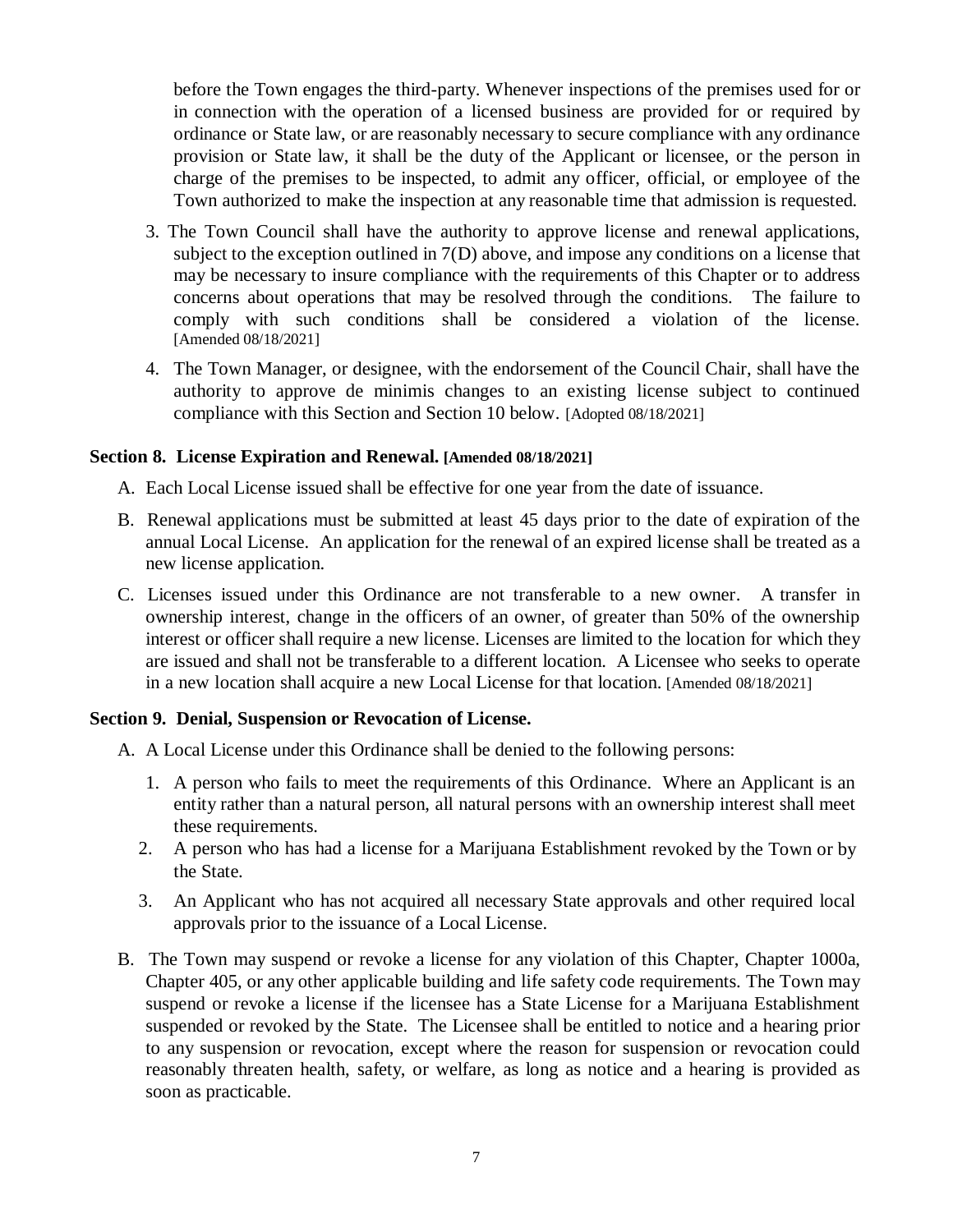before the Town engages the third-party. Whenever inspections of the premises used for or in connection with the operation of a licensed business are provided for or required by ordinance or State law, or are reasonably necessary to secure compliance with any ordinance provision or State law, it shall be the duty of the Applicant or licensee, or the person in charge of the premises to be inspected, to admit any officer, official, or employee of the Town authorized to make the inspection at any reasonable time that admission is requested.

3. The Town Council shall have the authority to approve license and renewal applications, subject to the exception outlined in 7(D) above, and impose any conditions on a license that may be necessary to insure compliance with the requirements of this Chapter or to address concerns about operations that may be resolved through the conditions. The failure to comply with such conditions shall be considered a violation of the license. [Amended 08/18/2021]
4. The Town Manager, or designee, with the endorsement of the Council Chair, shall have the authority to approve de minimis changes to an existing license subject to continued compliance with this Section and Section 10 below. [Adopted 08/18/2021]

**Section 8. License Expiration and Renewal. [Amended 08/18/2021]**

A. Each Local License issued shall be effective for one year from the date of issuance.

B. Renewal applications must be submitted at least 45 days prior to the date of expiration of the annual Local License. An application for the renewal of an expired license shall be treated as a new license application.

C. Licenses issued under this Ordinance are not transferable to a new owner. A transfer in ownership interest, change in the officers of an owner, of greater than 50% of the ownership interest or officer shall require a new license. Licenses are limited to the location for which they are issued and shall not be transferable to a different location. A Licensee who seeks to operate in a new location shall acquire a new Local License for that location. [Amended 08/18/2021]

**Section 9. Denial, Suspension or Revocation of License.**

A. A Local License under this Ordinance shall be denied to the following persons:

1. A person who fails to meet the requirements of this Ordinance. Where an Applicant is an entity rather than a natural person, all natural persons with an ownership interest shall meet these requirements.
2. A person who has had a license for a Marijuana Establishment revoked by the Town or by the State.
3. An Applicant who has not acquired all necessary State approvals and other required local approvals prior to the issuance of a Local License.

B. The Town may suspend or revoke a license for any violation of this Chapter, Chapter 1000a, Chapter 405, or any other applicable building and life safety code requirements. The Town may suspend or revoke a license if the licensee has a State License for a Marijuana Establishment suspended or revoked by the State. The Licensee shall be entitled to notice and a hearing prior to any suspension or revocation, except where the reason for suspension or revocation could reasonably threaten health, safety, or welfare, as long as notice and a hearing is provided as soon as practicable.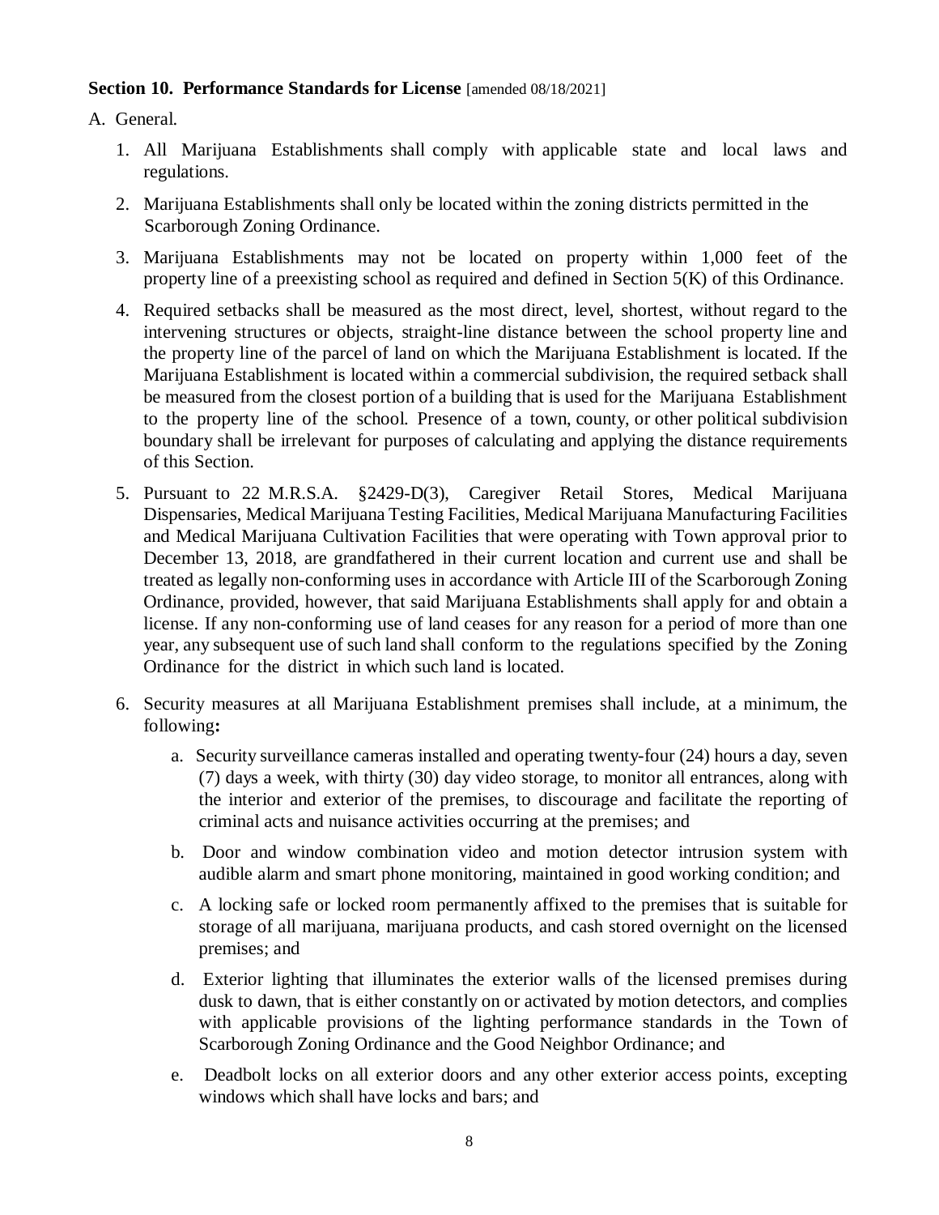**Section 10. Performance Standards for License** [amended 08/18/2021]

A. General.

1. All Marijuana Establishments shall comply with applicable state and local laws and regulations.

2. Marijuana Establishments shall only be located within the zoning districts permitted in the Scarborough Zoning Ordinance.

3. Marijuana Establishments may not be located on property within 1,000 feet of the property line of a preexisting school as required and defined in Section 5(K) of this Ordinance.

4. Required setbacks shall be measured as the most direct, level, shortest, without regard to the intervening structures or objects, straight-line distance between the school property line and the property line of the parcel of land on which the Marijuana Establishment is located. If the Marijuana Establishment is located within a commercial subdivision, the required setback shall be measured from the closest portion of a building that is used for the Marijuana Establishment to the property line of the school. Presence of a town, county, or other political subdivision boundary shall be irrelevant for purposes of calculating and applying the distance requirements of this Section.

5. Pursuant to 22 M.R.S.A. §2429-D(3), Caregiver Retail Stores, Medical Marijuana Dispensaries, Medical Marijuana Testing Facilities, Medical Marijuana Manufacturing Facilities and Medical Marijuana Cultivation Facilities that were operating with Town approval prior to December 13, 2018, are grandfathered in their current location and current use and shall be treated as legally non-conforming uses in accordance with Article III of the Scarborough Zoning Ordinance, provided, however, that said Marijuana Establishments shall apply for and obtain a license. If any non-conforming use of land ceases for any reason for a period of more than one year, any subsequent use of such land shall conform to the regulations specified by the Zoning Ordinance for the district in which such land is located.

6. Security measures at all Marijuana Establishment premises shall include, at a minimum, the following**:**

   a. Security surveillance cameras installed and operating twenty-four (24) hours a day, seven (7) days a week, with thirty (30) day video storage, to monitor all entrances, along with the interior and exterior of the premises, to discourage and facilitate the reporting of criminal acts and nuisance activities occurring at the premises; and

   b. Door and window combination video and motion detector intrusion system with audible alarm and smart phone monitoring, maintained in good working condition; and

   c. A locking safe or locked room permanently affixed to the premises that is suitable for storage of all marijuana, marijuana products, and cash stored overnight on the licensed premises; and

   d. Exterior lighting that illuminates the exterior walls of the licensed premises during dusk to dawn, that is either constantly on or activated by motion detectors, and complies with applicable provisions of the lighting performance standards in the Town of Scarborough Zoning Ordinance and the Good Neighbor Ordinance; and

   e. Deadbolt locks on all exterior doors and any other exterior access points, excepting windows which shall have locks and bars; and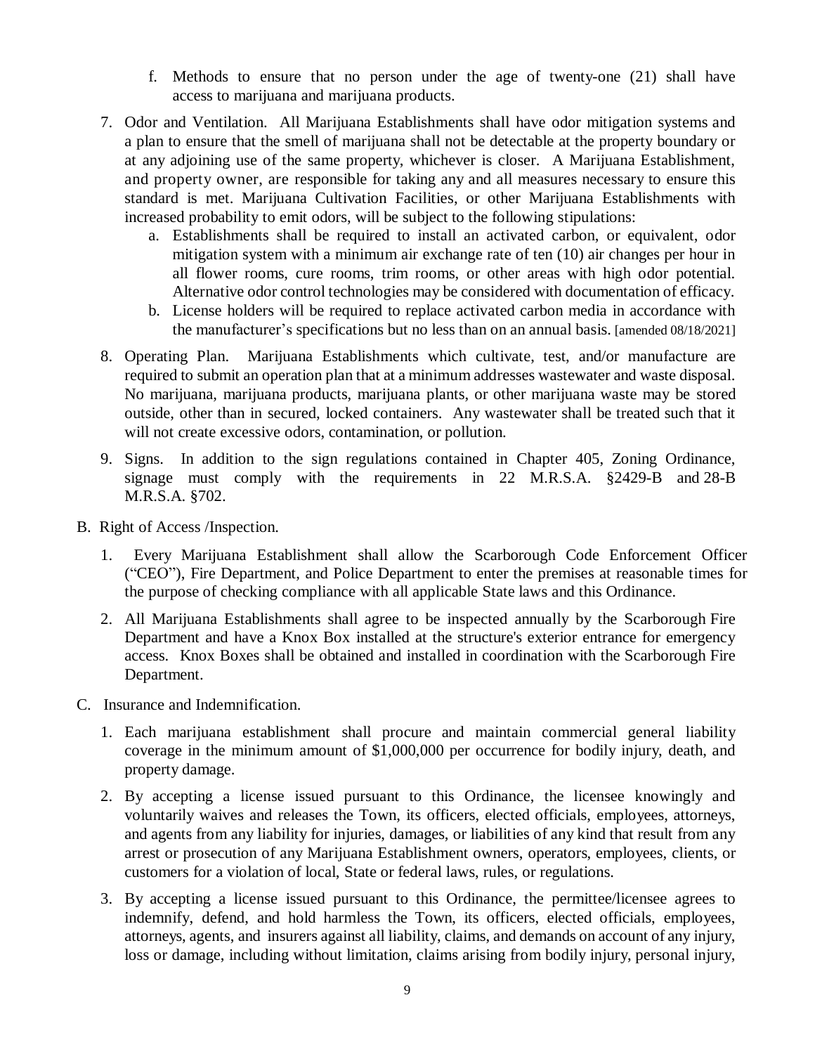f. Methods to ensure that no person under the age of twenty-one (21) shall have access to marijuana and marijuana products.

7. Odor and Ventilation. All Marijuana Establishments shall have odor mitigation systems and a plan to ensure that the smell of marijuana shall not be detectable at the property boundary or at any adjoining use of the same property, whichever is closer. A Marijuana Establishment, and property owner, are responsible for taking any and all measures necessary to ensure this standard is met. Marijuana Cultivation Facilities, or other Marijuana Establishments with increased probability to emit odors, will be subject to the following stipulations:
   a. Establishments shall be required to install an activated carbon, or equivalent, odor mitigation system with a minimum air exchange rate of ten (10) air changes per hour in all flower rooms, cure rooms, trim rooms, or other areas with high odor potential. Alternative odor control technologies may be considered with documentation of efficacy.
   b. License holders will be required to replace activated carbon media in accordance with the manufacturer's specifications but no less than on an annual basis. [amended 08/18/2021]

8. Operating Plan. Marijuana Establishments which cultivate, test, and/or manufacture are required to submit an operation plan that at a minimum addresses wastewater and waste disposal. No marijuana, marijuana products, marijuana plants, or other marijuana waste may be stored outside, other than in secured, locked containers. Any wastewater shall be treated such that it will not create excessive odors, contamination, or pollution.

9. Signs. In addition to the sign regulations contained in Chapter 405, Zoning Ordinance, signage must comply with the requirements in 22 M.R.S.A. §2429-B and 28-B M.R.S.A. §702.

B. Right of Access /Inspection.

   1. Every Marijuana Establishment shall allow the Scarborough Code Enforcement Officer ("CEO"), Fire Department, and Police Department to enter the premises at reasonable times for the purpose of checking compliance with all applicable State laws and this Ordinance.

   2. All Marijuana Establishments shall agree to be inspected annually by the Scarborough Fire Department and have a Knox Box installed at the structure's exterior entrance for emergency access. Knox Boxes shall be obtained and installed in coordination with the Scarborough Fire Department.

C. Insurance and Indemnification.

   1. Each marijuana establishment shall procure and maintain commercial general liability coverage in the minimum amount of $1,000,000 per occurrence for bodily injury, death, and property damage.

   2. By accepting a license issued pursuant to this Ordinance, the licensee knowingly and voluntarily waives and releases the Town, its officers, elected officials, employees, attorneys, and agents from any liability for injuries, damages, or liabilities of any kind that result from any arrest or prosecution of any Marijuana Establishment owners, operators, employees, clients, or customers for a violation of local, State or federal laws, rules, or regulations.

   3. By accepting a license issued pursuant to this Ordinance, the permittee/licensee agrees to indemnify, defend, and hold harmless the Town, its officers, elected officials, employees, attorneys, agents, and insurers against all liability, claims, and demands on account of any injury, loss or damage, including without limitation, claims arising from bodily injury, personal injury,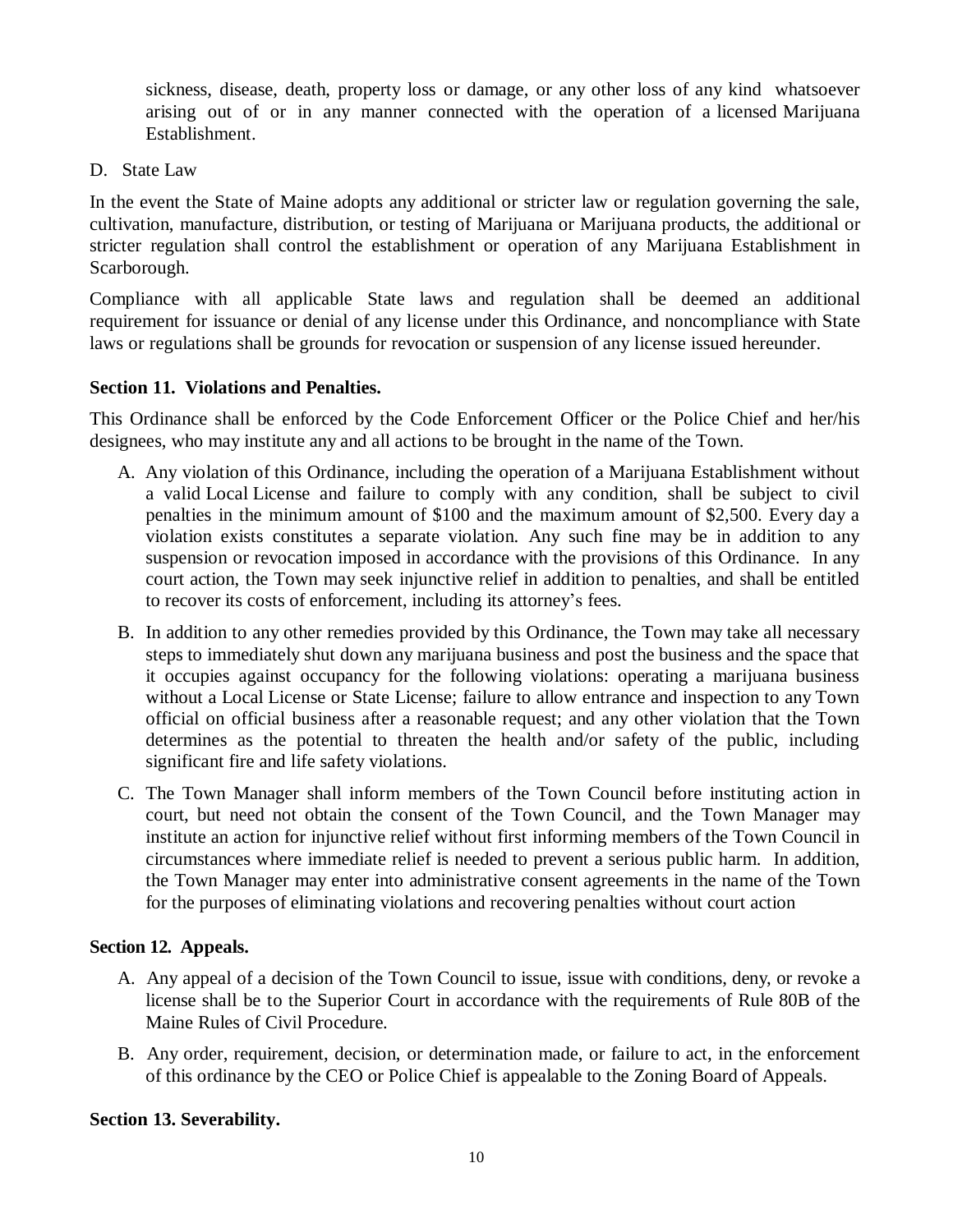sickness, disease, death, property loss or damage, or any other loss of any kind whatsoever arising out of or in any manner connected with the operation of a licensed Marijuana Establishment.

D. State Law

In the event the State of Maine adopts any additional or stricter law or regulation governing the sale, cultivation, manufacture, distribution, or testing of Marijuana or Marijuana products, the additional or stricter regulation shall control the establishment or operation of any Marijuana Establishment in Scarborough.

Compliance with all applicable State laws and regulation shall be deemed an additional requirement for issuance or denial of any license under this Ordinance, and noncompliance with State laws or regulations shall be grounds for revocation or suspension of any license issued hereunder.

**Section 11. Violations and Penalties.**

This Ordinance shall be enforced by the Code Enforcement Officer or the Police Chief and her/his designees, who may institute any and all actions to be brought in the name of the Town.

A. Any violation of this Ordinance, including the operation of a Marijuana Establishment without a valid Local License and failure to comply with any condition, shall be subject to civil penalties in the minimum amount of $100 and the maximum amount of $2,500. Every day a violation exists constitutes a separate violation. Any such fine may be in addition to any suspension or revocation imposed in accordance with the provisions of this Ordinance. In any court action, the Town may seek injunctive relief in addition to penalties, and shall be entitled to recover its costs of enforcement, including its attorney's fees.

B. In addition to any other remedies provided by this Ordinance, the Town may take all necessary steps to immediately shut down any marijuana business and post the business and the space that it occupies against occupancy for the following violations: operating a marijuana business without a Local License or State License; failure to allow entrance and inspection to any Town official on official business after a reasonable request; and any other violation that the Town determines as the potential to threaten the health and/or safety of the public, including significant fire and life safety violations.

C. The Town Manager shall inform members of the Town Council before instituting action in court, but need not obtain the consent of the Town Council, and the Town Manager may institute an action for injunctive relief without first informing members of the Town Council in circumstances where immediate relief is needed to prevent a serious public harm. In addition, the Town Manager may enter into administrative consent agreements in the name of the Town for the purposes of eliminating violations and recovering penalties without court action

**Section 12. Appeals.**

A. Any appeal of a decision of the Town Council to issue, issue with conditions, deny, or revoke a license shall be to the Superior Court in accordance with the requirements of Rule 80B of the Maine Rules of Civil Procedure.

B. Any order, requirement, decision, or determination made, or failure to act, in the enforcement of this ordinance by the CEO or Police Chief is appealable to the Zoning Board of Appeals.

**Section 13. Severability.**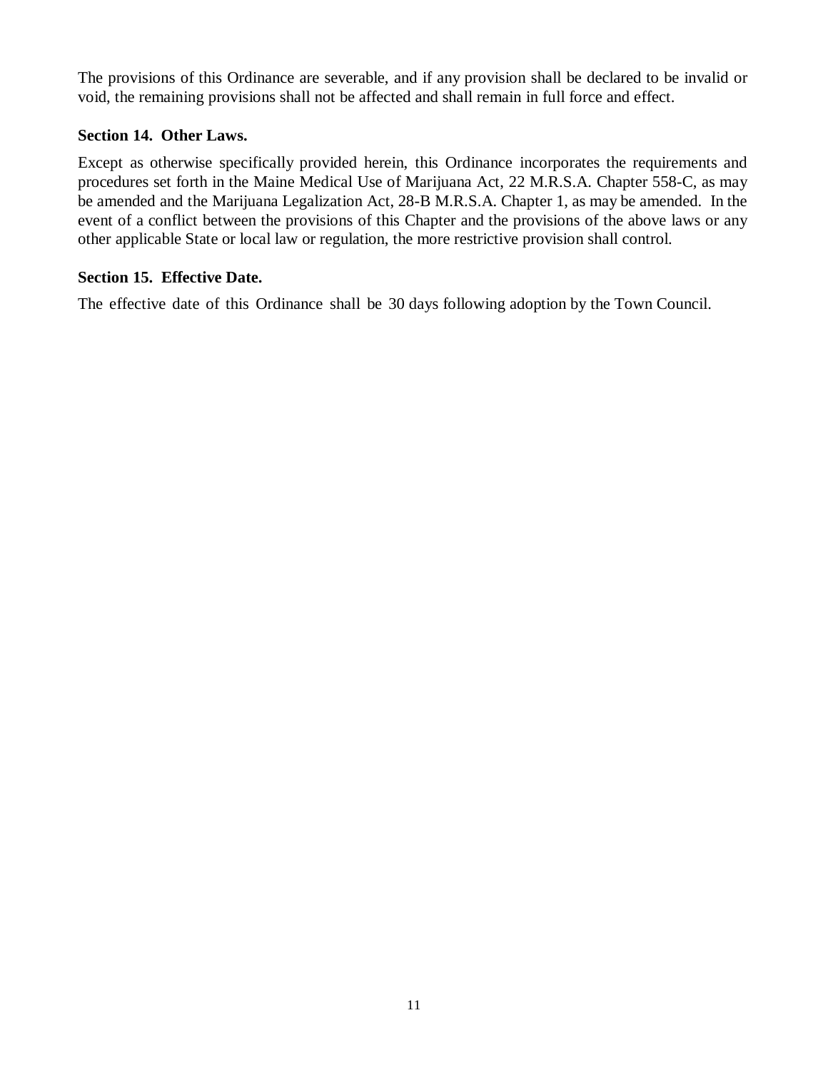The provisions of this Ordinance are severable, and if any provision shall be declared to be invalid or void, the remaining provisions shall not be affected and shall remain in full force and effect.

**Section 14. Other Laws.**

Except as otherwise specifically provided herein, this Ordinance incorporates the requirements and procedures set forth in the Maine Medical Use of Marijuana Act, 22 M.R.S.A. Chapter 558-C, as may be amended and the Marijuana Legalization Act, 28-B M.R.S.A. Chapter 1, as may be amended. In the event of a conflict between the provisions of this Chapter and the provisions of the above laws or any other applicable State or local law or regulation, the more restrictive provision shall control.

**Section 15. Effective Date.**

The effective date of this Ordinance shall be 30 days following adoption by the Town Council.